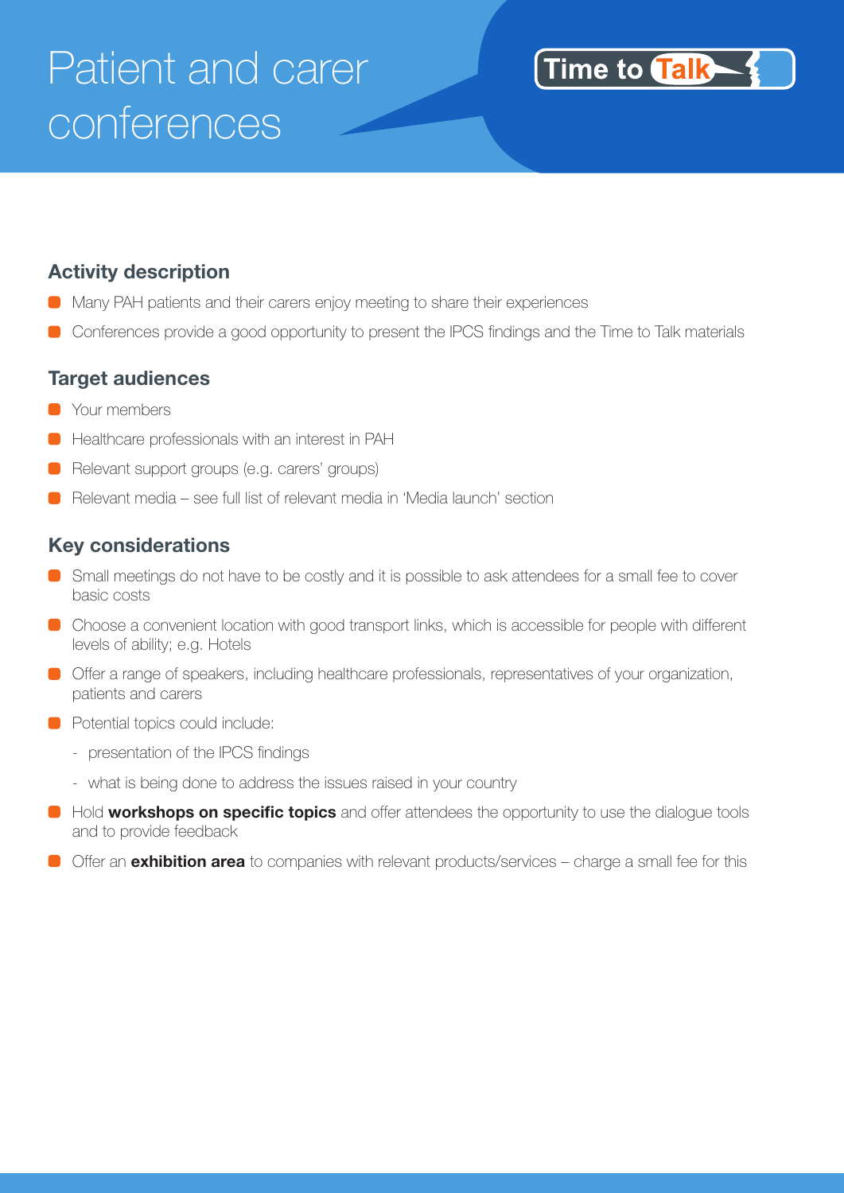# Patient and carer conferences

Time to Talk

## Activity description

- Many PAH patients and their carers enjoy meeting to share their experiences
- Conferences provide a good opportunity to present the IPCS findings and the Time to Talk materials

## Target audiences

- Your members
- Healthcare professionals with an interest in PAH
- Relevant support groups (e.g. carers' groups)
- Relevant media – see full list of relevant media in 'Media launch' section

## Key considerations

- Small meetings do not have to be costly and it is possible to ask attendees for a small fee to cover basic costs
- Choose a convenient location with good transport links, which is accessible for people with different levels of ability; e.g. Hotels
- Offer a range of speakers, including healthcare professionals, representatives of your organization, patients and carers
- Potential topics could include:
  - presentation of the IPCS findings
  - what is being done to address the issues raised in your country
- Hold **workshops on specific topics** and offer attendees the opportunity to use the dialogue tools and to provide feedback
- Offer an **exhibition area** to companies with relevant products/services – charge a small fee for this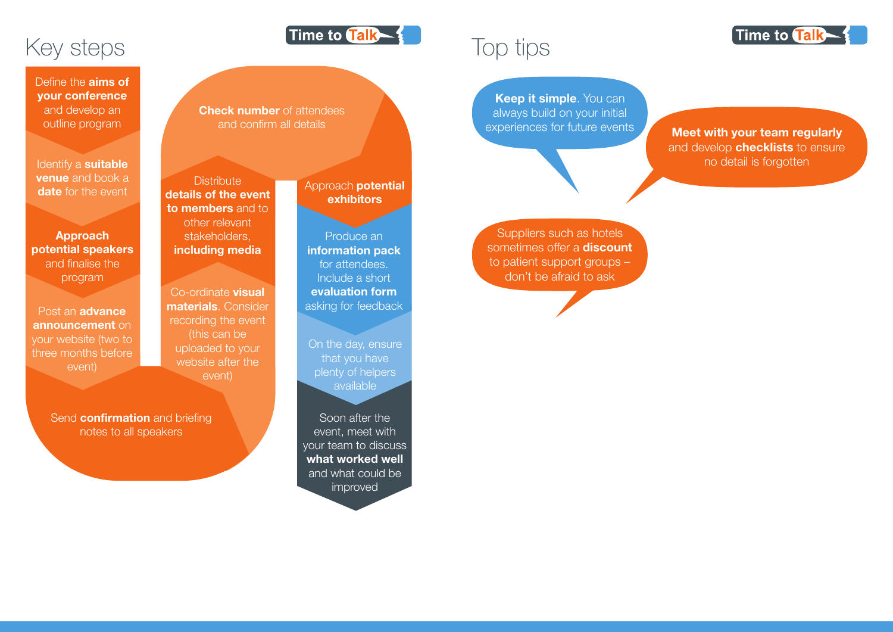# Key steps

1. Define the **aims of your conference** and develop an outline program
2. Identify a **suitable venue** and book a **date** for the event
3. **Approach potential speakers** and finalise the program
4. Post an **advance announcement** on your website (two to three months before event)
5. Send **confirmation** and briefing notes to all speakers
6. Co-ordinate **visual materials**. Consider recording the event (this can be uploaded to your website after the event)
7. Distribute **details of the event to members** and to other relevant stakeholders, **including media**
8. **Check number** of attendees and confirm all details
9. Approach **potential exhibitors**
10. Produce an **information pack** for attendees. Include a short **evaluation form** asking for feedback
11. On the day, ensure that you have plenty of helpers available
12. Soon after the event, meet with your team to discuss **what worked well** and what could be improved

# Top tips

- **Keep it simple**. You can always build on your initial experiences for future events
- **Meet with your team regularly** and develop **checklists** to ensure no detail is forgotten
- Suppliers such as hotels sometimes offer a **discount** to patient support groups – don't be afraid to ask